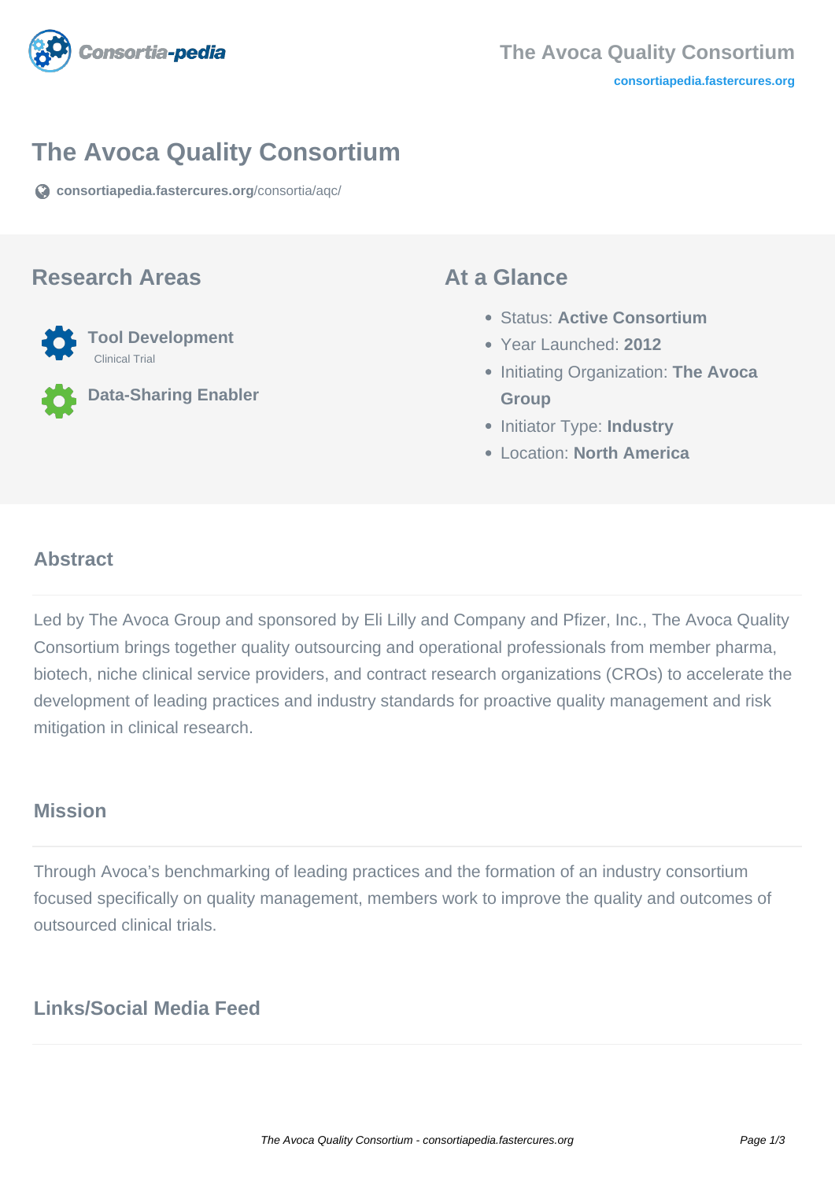# The Avoca Quality Consortium

consortiapedia.fastercures.org/consortia/aqc/

## Research Areas

**Tool Development**
Clinical Trial

**Data-Sharing Enabler**

## At a Glance

- Status: **Active Consortium**
- Year Launched: **2012**
- Initiating Organization: **The Avoca Group**
- Initiator Type: **Industry**
- Location: **North America**

## Abstract

Led by The Avoca Group and sponsored by Eli Lilly and Company and Pfizer, Inc., The Avoca Quality Consortium brings together quality outsourcing and operational professionals from member pharma, biotech, niche clinical service providers, and contract research organizations (CROs) to accelerate the development of leading practices and industry standards for proactive quality management and risk mitigation in clinical research.

## Mission

Through Avoca's benchmarking of leading practices and the formation of an industry consortium focused specifically on quality management, members work to improve the quality and outcomes of outsourced clinical trials.

## Links/Social Media Feed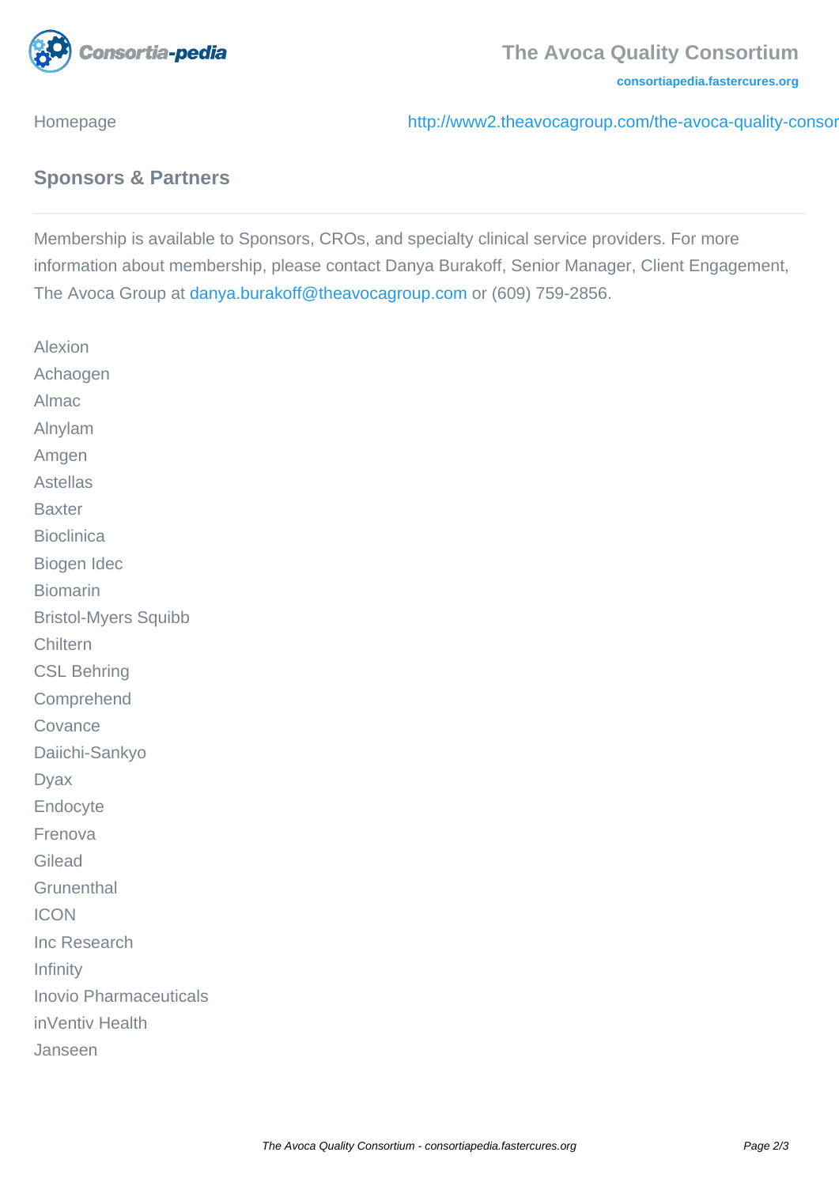Homepage http://www2.theavocagroup.com/the-avoca-quality-consor

## Sponsors & Partners

Membership is available to Sponsors, CROs, and specialty clinical service providers. For more information about membership, please contact Danya Burakoff, Senior Manager, Client Engagement, The Avoca Group at danya.burakoff@theavocagroup.com or (609) 759-2856.

Alexion
Achaogen
Almac
Alnylam
Amgen
Astellas
Baxter
Bioclinica
Biogen Idec
Biomarin
Bristol-Myers Squibb
Chiltern
CSL Behring
Comprehend
Covance
Daiichi-Sankyo
Dyax
Endocyte
Frenova
Gilead
Grunenthal
ICON
Inc Research
Infinity
Inovio Pharmaceuticals
inVentiv Health
Janseen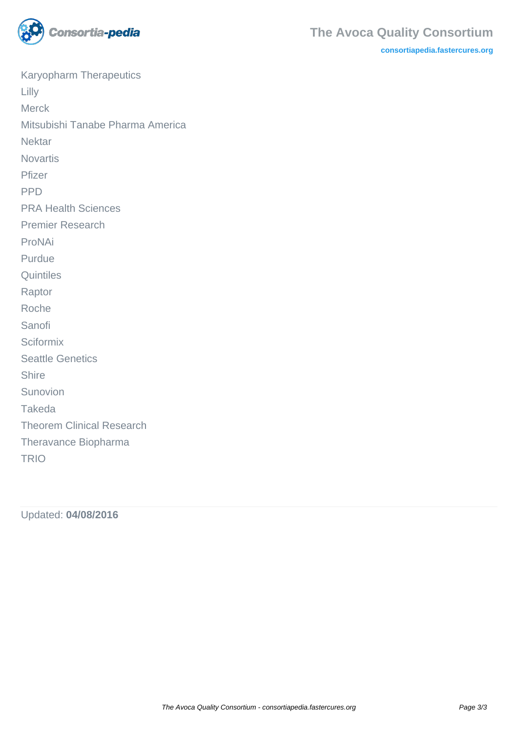Karyopharm Therapeutics
Lilly
Merck
Mitsubishi Tanabe Pharma America
Nektar
Novartis
Pfizer
PPD
PRA Health Sciences
Premier Research
ProNAi
Purdue
Quintiles
Raptor
Roche
Sanofi
Sciformix
Seattle Genetics
Shire
Sunovion
Takeda
Theorem Clinical Research
Theravance Biopharma
TRIO

Updated: **04/08/2016**